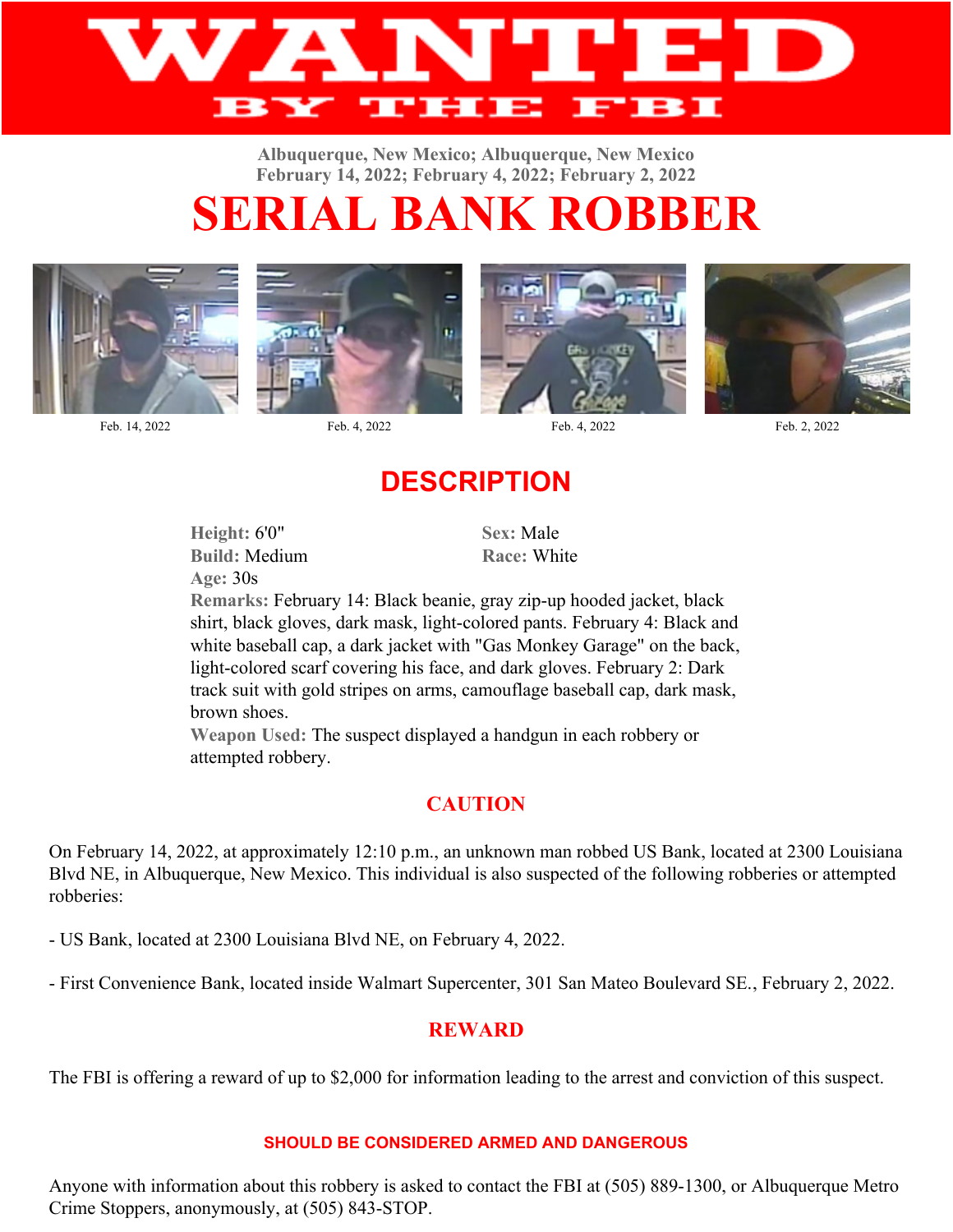# WANTED

## BY THE FBI

Albuquerque, New Mexico; Albuquerque, New Mexico
February 14, 2022; February 4, 2022; February 2, 2022

# SERIAL BANK ROBBER

Feb. 14, 2022 | Feb. 4, 2022 | Feb. 4, 2022 | Feb. 2, 2022

## DESCRIPTION

**Height:** 6'0"
**Sex:** Male
**Build:** Medium
**Race:** White
**Age:** 30s

**Remarks:** February 14: Black beanie, gray zip-up hooded jacket, black shirt, black gloves, dark mask, light-colored pants. February 4: Black and white baseball cap, a dark jacket with "Gas Monkey Garage" on the back, light-colored scarf covering his face, and dark gloves. February 2: Dark track suit with gold stripes on arms, camouflage baseball cap, dark mask, brown shoes.

**Weapon Used:** The suspect displayed a handgun in each robbery or attempted robbery.

### CAUTION

On February 14, 2022, at approximately 12:10 p.m., an unknown man robbed US Bank, located at 2300 Louisiana Blvd NE, in Albuquerque, New Mexico. This individual is also suspected of the following robberies or attempted robberies:

- US Bank, located at 2300 Louisiana Blvd NE, on February 4, 2022.

- First Convenience Bank, located inside Walmart Supercenter, 301 San Mateo Boulevard SE., February 2, 2022.

### REWARD

The FBI is offering a reward of up to $2,000 for information leading to the arrest and conviction of this suspect.

**SHOULD BE CONSIDERED ARMED AND DANGEROUS**

Anyone with information about this robbery is asked to contact the FBI at (505) 889-1300, or Albuquerque Metro Crime Stoppers, anonymously, at (505) 843-STOP.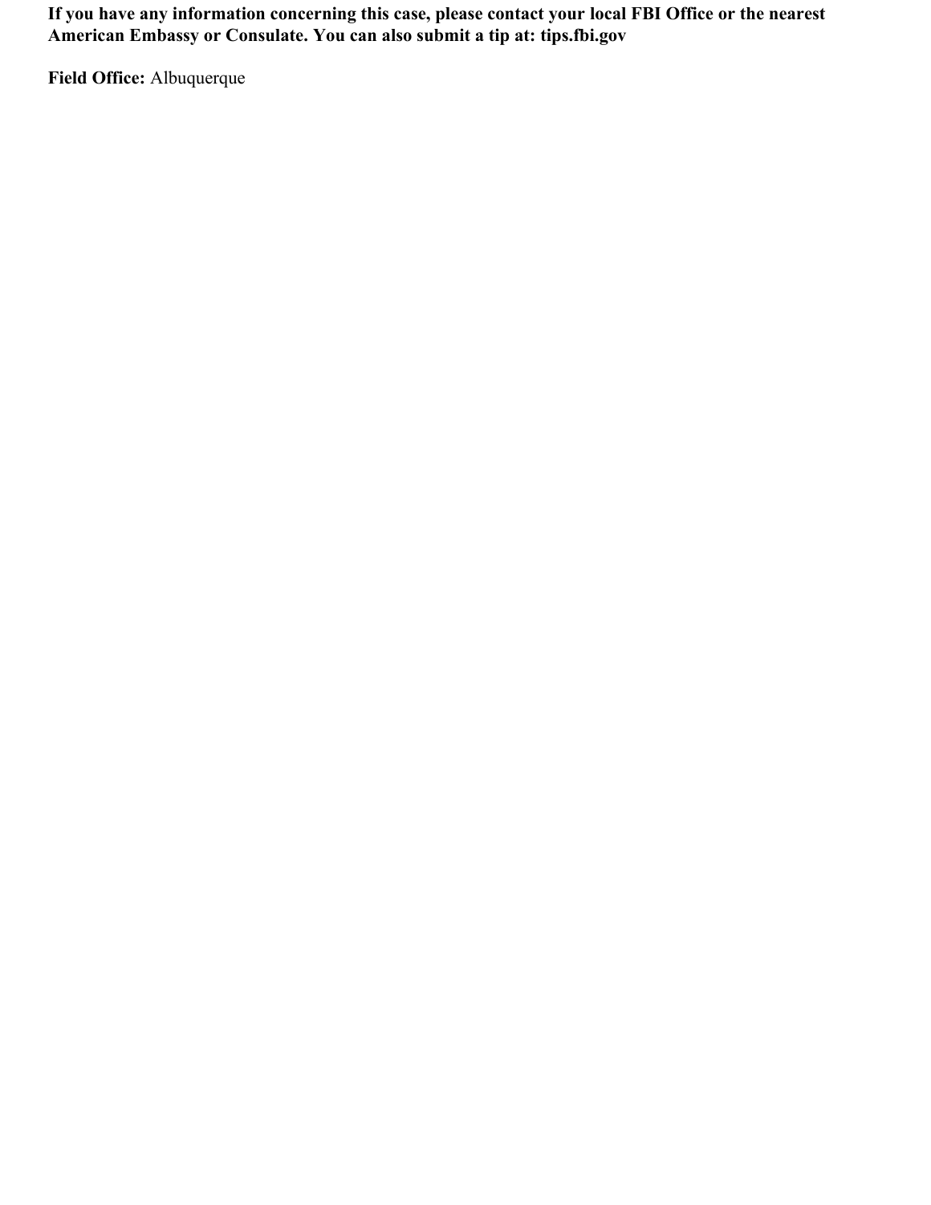**If you have any information concerning this case, please contact your local FBI Office or the nearest American Embassy or Consulate. You can also submit a tip at: tips.fbi.gov**

**Field Office:** Albuquerque